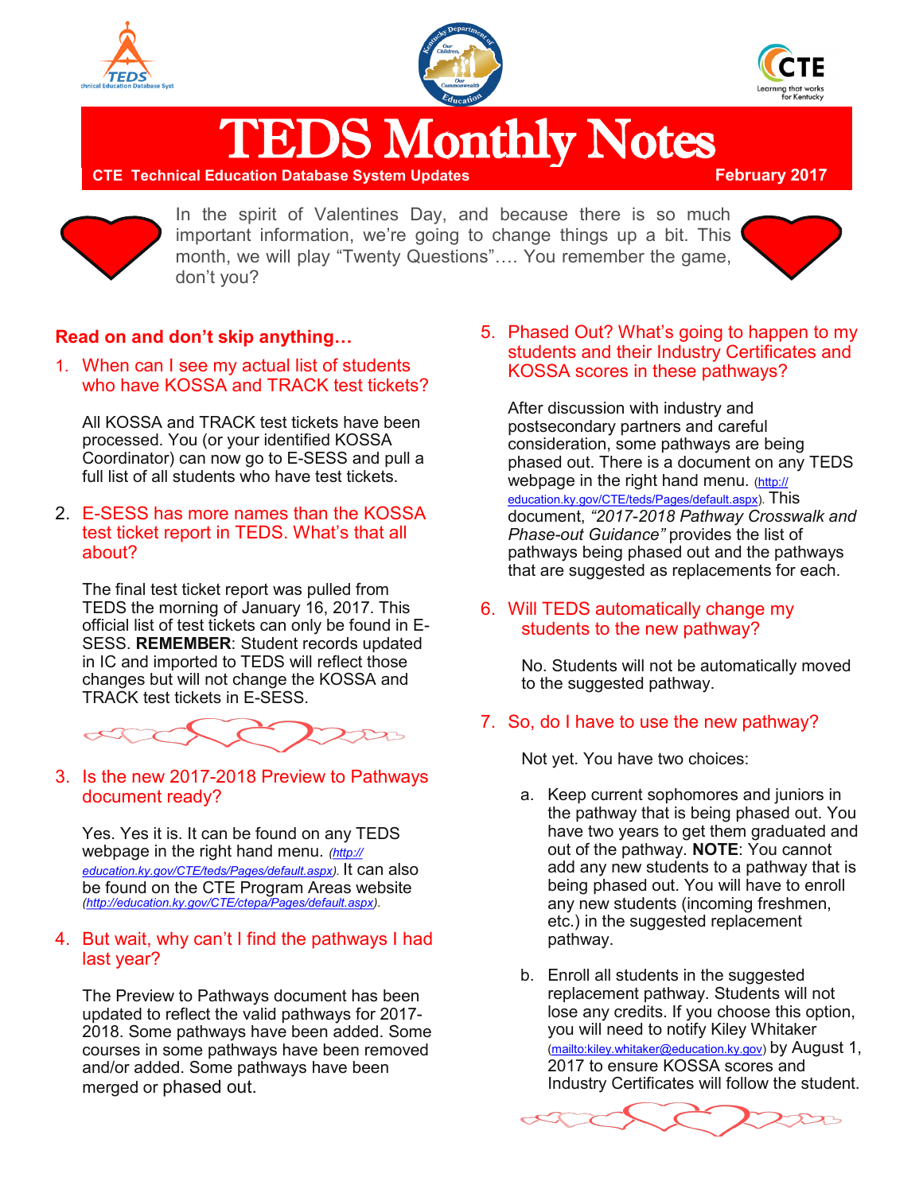# TEDS Monthly Notes

**CTE Technical Education Database System Updates** **February 2017**

In the spirit of Valentines Day, and because there is so much important information, we're going to change things up a bit. This month, we will play "Twenty Questions"…. You remember the game, don't you?

## Read on and don't skip anything…

### 1. When can I see my actual list of students who have KOSSA and TRACK test tickets?

All KOSSA and TRACK test tickets have been processed. You (or your identified KOSSA Coordinator) can now go to E-SESS and pull a full list of all students who have test tickets.

### 2. E-SESS has more names than the KOSSA test ticket report in TEDS. What's that all about?

The final test ticket report was pulled from TEDS the morning of January 16, 2017. This official list of test tickets can only be found in E-SESS. **REMEMBER**: Student records updated in IC and imported to TEDS will reflect those changes but will not change the KOSSA and TRACK test tickets in E-SESS.

### 3. Is the new 2017-2018 Preview to Pathways document ready?

Yes. Yes it is. It can be found on any TEDS webpage in the right hand menu. *(http://education.ky.gov/CTE/teds/Pages/default.aspx)*. It can also be found on the CTE Program Areas website *(http://education.ky.gov/CTE/ctepa/Pages/default.aspx)*.

### 4. But wait, why can't I find the pathways I had last year?

The Preview to Pathways document has been updated to reflect the valid pathways for 2017-2018. Some pathways have been added. Some courses in some pathways have been removed and/or added. Some pathways have been merged or phased out.

### 5. Phased Out? What's going to happen to my students and their Industry Certificates and KOSSA scores in these pathways?

After discussion with industry and postsecondary partners and careful consideration, some pathways are being phased out. There is a document on any TEDS webpage in the right hand menu. (http://education.ky.gov/CTE/teds/Pages/default.aspx). This document, *"2017-2018 Pathway Crosswalk and Phase-out Guidance"* provides the list of pathways being phased out and the pathways that are suggested as replacements for each.

### 6. Will TEDS automatically change my students to the new pathway?

No. Students will not be automatically moved to the suggested pathway.

### 7. So, do I have to use the new pathway?

Not yet. You have two choices:

a. Keep current sophomores and juniors in the pathway that is being phased out. You have two years to get them graduated and out of the pathway. **NOTE**: You cannot add any new students to a pathway that is being phased out. You will have to enroll any new students (incoming freshmen, etc.) in the suggested replacement pathway.

b. Enroll all students in the suggested replacement pathway. Students will not lose any credits. If you choose this option, you will need to notify Kiley Whitaker (mailto:kiley.whitaker@education.ky.gov) by August 1, 2017 to ensure KOSSA scores and Industry Certificates will follow the student.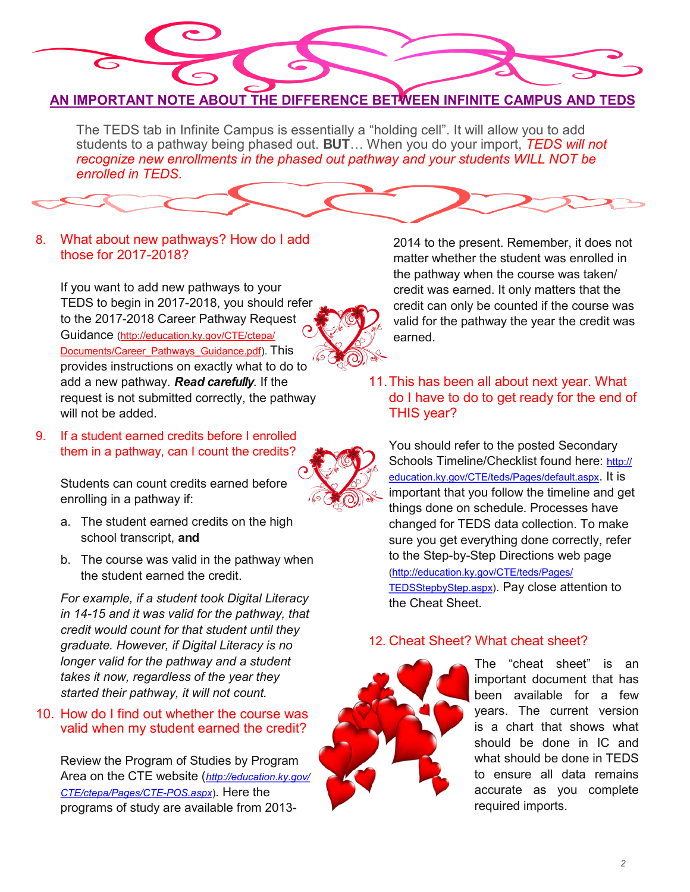## AN IMPORTANT NOTE ABOUT THE DIFFERENCE BETWEEN INFINITE CAMPUS AND TEDS

The TEDS tab in Infinite Campus is essentially a "holding cell". It will allow you to add students to a pathway being phased out. **BUT**… When you do your import, *TEDS will not recognize new enrollments in the phased out pathway and your students WILL NOT be enrolled in TEDS.*

### 8. What about new pathways? How do I add those for 2017-2018?

If you want to add new pathways to your TEDS to begin in 2017-2018, you should refer to the 2017-2018 Career Pathway Request Guidance (http://education.ky.gov/CTE/ctepa/Documents/Career_Pathways_Guidance.pdf). This provides instructions on exactly what to do to add a new pathway. ***Read carefully***. If the request is not submitted correctly, the pathway will not be added.

### 9. If a student earned credits before I enrolled them in a pathway, can I count the credits?

Students can count credits earned before enrolling in a pathway if:

a. The student earned credits on the high school transcript, **and**

b. The course was valid in the pathway when the student earned the credit.

*For example, if a student took Digital Literacy in 14-15 and it was valid for the pathway, that credit would count for that student until they graduate. However, if Digital Literacy is no longer valid for the pathway and a student takes it now, regardless of the year they started their pathway, it will not count.*

### 10. How do I find out whether the course was valid when my student earned the credit?

Review the Program of Studies by Program Area on the CTE website (*http://education.ky.gov/CTE/ctepa/Pages/CTE-POS.aspx*). Here the programs of study are available from 2013-2014 to the present. Remember, it does not matter whether the student was enrolled in the pathway when the course was taken/credit was earned. It only matters that the credit can only be counted if the course was valid for the pathway the year the credit was earned.

### 11. This has been all about next year. What do I have to do to get ready for the end of THIS year?

You should refer to the posted Secondary Schools Timeline/Checklist found here: http://education.ky.gov/CTE/teds/Pages/default.aspx. It is important that you follow the timeline and get things done on schedule. Processes have changed for TEDS data collection. To make sure you get everything done correctly, refer to the Step-by-Step Directions web page (http://education.ky.gov/CTE/teds/Pages/TEDSStepbyStep.aspx). Pay close attention to the Cheat Sheet.

### 12. Cheat Sheet? What cheat sheet?

The "cheat sheet" is an important document that has been available for a few years. The current version is a chart that shows what should be done in IC and what should be done in TEDS to ensure all data remains accurate as you complete required imports.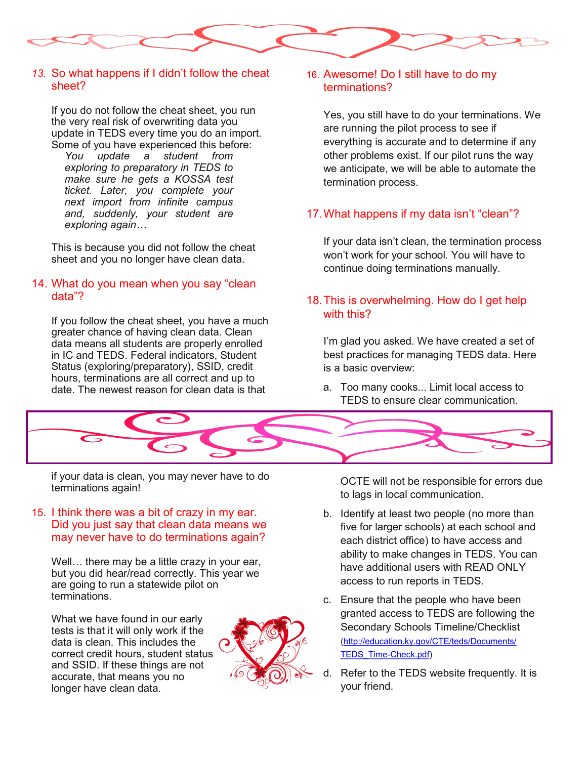### 13. So what happens if I didn't follow the cheat sheet?

If you do not follow the cheat sheet, you run the very real risk of overwriting data you update in TEDS every time you do an import. Some of you have experienced this before:

> *You update a student from exploring to preparatory in TEDS to make sure he gets a KOSSA test ticket. Later, you complete your next import from infinite campus and, suddenly, your student are exploring again…*

This is because you did not follow the cheat sheet and you no longer have clean data.

### 14. What do you mean when you say "clean data"?

If you follow the cheat sheet, you have a much greater chance of having clean data. Clean data means all students are properly enrolled in IC and TEDS. Federal indicators, Student Status (exploring/preparatory), SSID, credit hours, terminations are all correct and up to date. The newest reason for clean data is that if your data is clean, you may never have to do terminations again!

### 15. I think there was a bit of crazy in my ear. Did you just say that clean data means we may never have to do terminations again?

Well… there may be a little crazy in your ear, but you did hear/read correctly. This year we are going to run a statewide pilot on terminations.

What we have found in our early tests is that it will only work if the data is clean. This includes the correct credit hours, student status and SSID. If these things are not accurate, that means you no longer have clean data.

### 16. Awesome! Do I still have to do my terminations?

Yes, you still have to do your terminations. We are running the pilot process to see if everything is accurate and to determine if any other problems exist. If our pilot runs the way we anticipate, we will be able to automate the termination process.

### 17. What happens if my data isn't "clean"?

If your data isn't clean, the termination process won't work for your school. You will have to continue doing terminations manually.

### 18. This is overwhelming. How do I get help with this?

I'm glad you asked. We have created a set of best practices for managing TEDS data. Here is a basic overview:

a. Too many cooks... Limit local access to TEDS to ensure clear communication. OCTE will not be responsible for errors due to lags in local communication.

b. Identify at least two people (no more than five for larger schools) at each school and each district office) to have access and ability to make changes in TEDS. You can have additional users with READ ONLY access to run reports in TEDS.

c. Ensure that the people who have been granted access to TEDS are following the Secondary Schools Timeline/Checklist ([http://education.ky.gov/CTE/teds/Documents/TEDS_Time-Check.pdf](http://education.ky.gov/CTE/teds/Documents/TEDS_Time-Check.pdf))

d. Refer to the TEDS website frequently. It is your friend.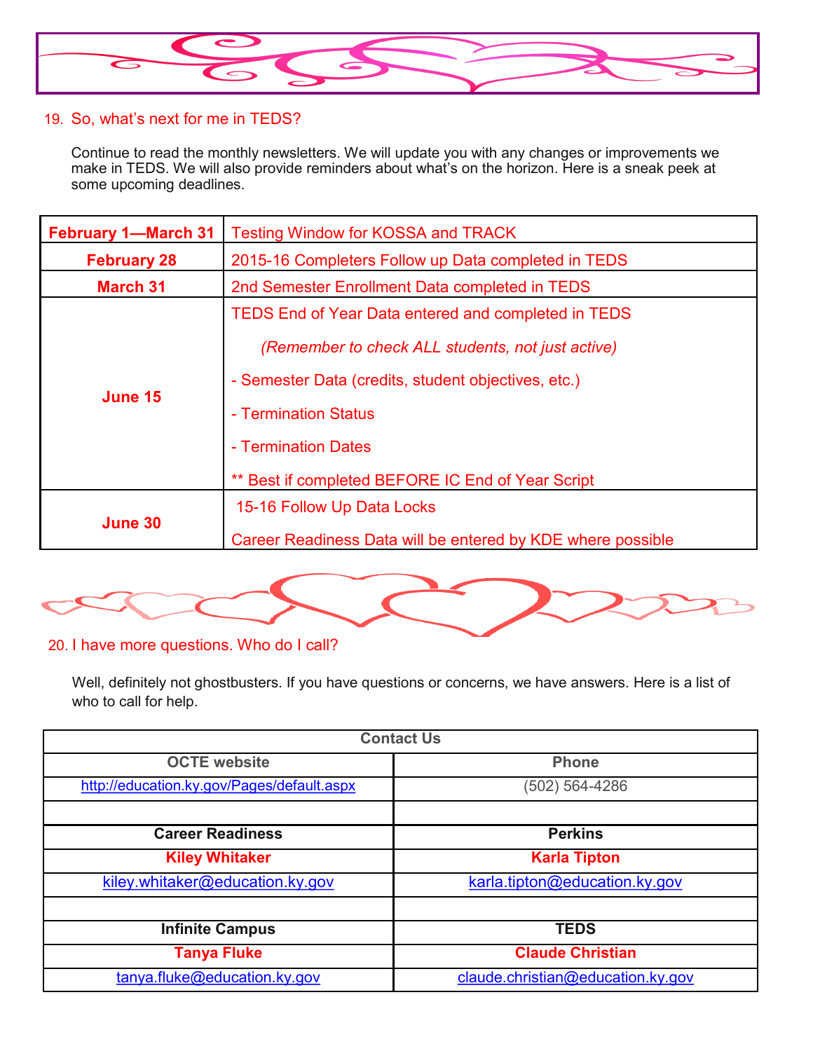19. So, what's next for me in TEDS?

Continue to read the monthly newsletters. We will update you with any changes or improvements we make in TEDS. We will also provide reminders about what's on the horizon. Here is a sneak peek at some upcoming deadlines.

| | |
|---|---|
| **February 1—March 31** | Testing Window for KOSSA and TRACK |
| **February 28** | 2015-16 Completers Follow up Data completed in TEDS |
| **March 31** | 2nd Semester Enrollment Data completed in TEDS |
| **June 15** | TEDS End of Year Data entered and completed in TEDS<br>*(Remember to check ALL students, not just active)*<br>- Semester Data (credits, student objectives, etc.)<br>- Termination Status<br>- Termination Dates<br>** Best if completed BEFORE IC End of Year Script |
| **June 30** | 15-16 Follow Up Data Locks<br>Career Readiness Data will be entered by KDE where possible |

20. I have more questions. Who do I call?

Well, definitely not ghostbusters. If you have questions or concerns, we have answers. Here is a list of who to call for help.

| Contact Us | |
|---|---|
| **OCTE website** | **Phone** |
| http://education.ky.gov/Pages/default.aspx | (502) 564-4286 |
| | |
| **Career Readiness** | **Perkins** |
| **Kiley Whitaker** | **Karla Tipton** |
| kiley.whitaker@education.ky.gov | karla.tipton@education.ky.gov |
| | |
| **Infinite Campus** | **TEDS** |
| **Tanya Fluke** | **Claude Christian** |
| tanya.fluke@education.ky.gov | claude.christian@education.ky.gov |